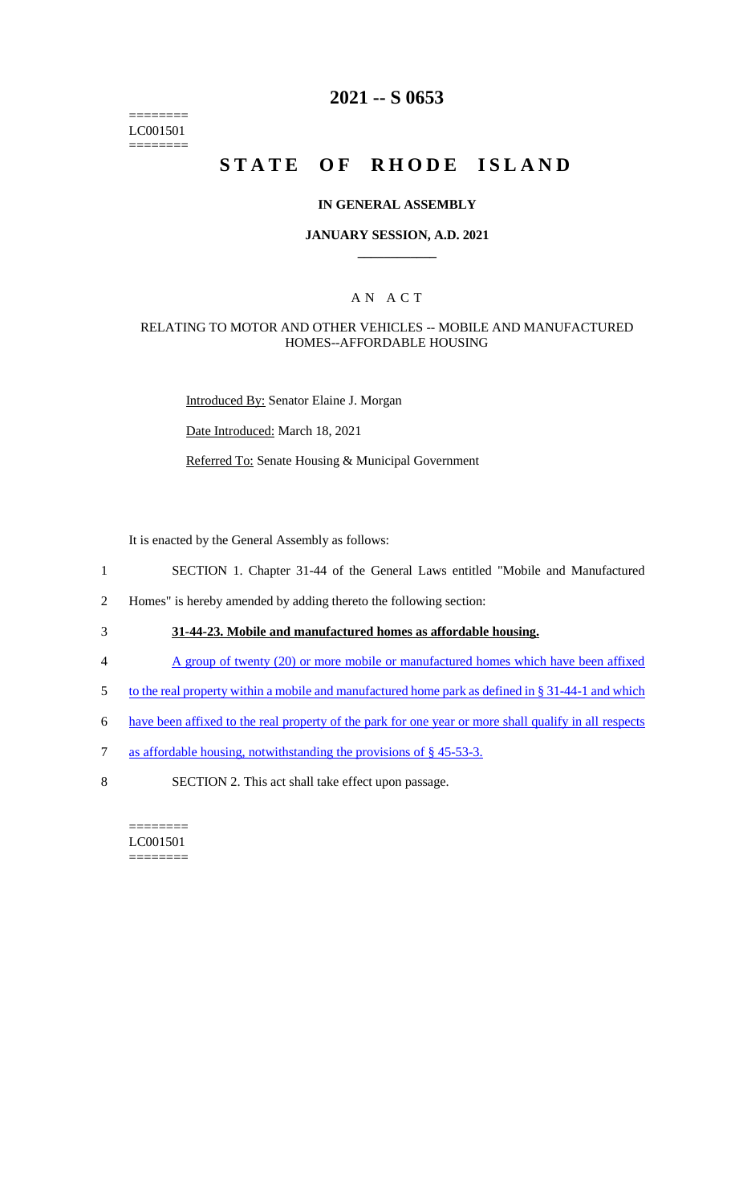========
LC001501
========

# 2021 -- S 0653

# STATE OF RHODE ISLAND

### IN GENERAL ASSEMBLY

### JANUARY SESSION, A.D. 2021

____________

## A N A C T

### RELATING TO MOTOR AND OTHER VEHICLES -- MOBILE AND MANUFACTURED HOMES--AFFORDABLE HOUSING

Introduced By: Senator Elaine J. Morgan

Date Introduced: March 18, 2021

Referred To: Senate Housing & Municipal Government

It is enacted by the General Assembly as follows:

1 SECTION 1. Chapter 31-44 of the General Laws entitled "Mobile and Manufactured
2 Homes" is hereby amended by adding thereto the following section:

3 **31-44-23. Mobile and manufactured homes as affordable housing.**

4 A group of twenty (20) or more mobile or manufactured homes which have been affixed
5 to the real property within a mobile and manufactured home park as defined in § 31-44-1 and which
6 have been affixed to the real property of the park for one year or more shall qualify in all respects
7 as affordable housing, notwithstanding the provisions of § 45-53-3.

8 SECTION 2. This act shall take effect upon passage.

========
LC001501
========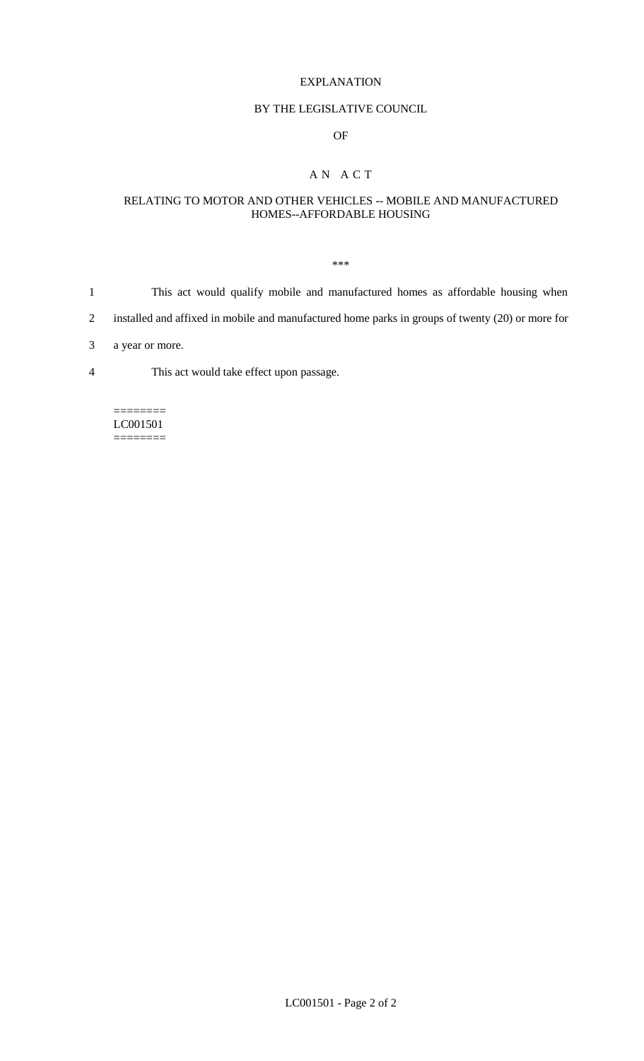EXPLANATION

BY THE LEGISLATIVE COUNCIL

OF

A N A C T

RELATING TO MOTOR AND OTHER VEHICLES -- MOBILE AND MANUFACTURED HOMES--AFFORDABLE HOUSING

\*\*\*

1 This act would qualify mobile and manufactured homes as affordable housing when
2 installed and affixed in mobile and manufactured home parks in groups of twenty (20) or more for
3 a year or more.
4 This act would take effect upon passage.

========
LC001501
========